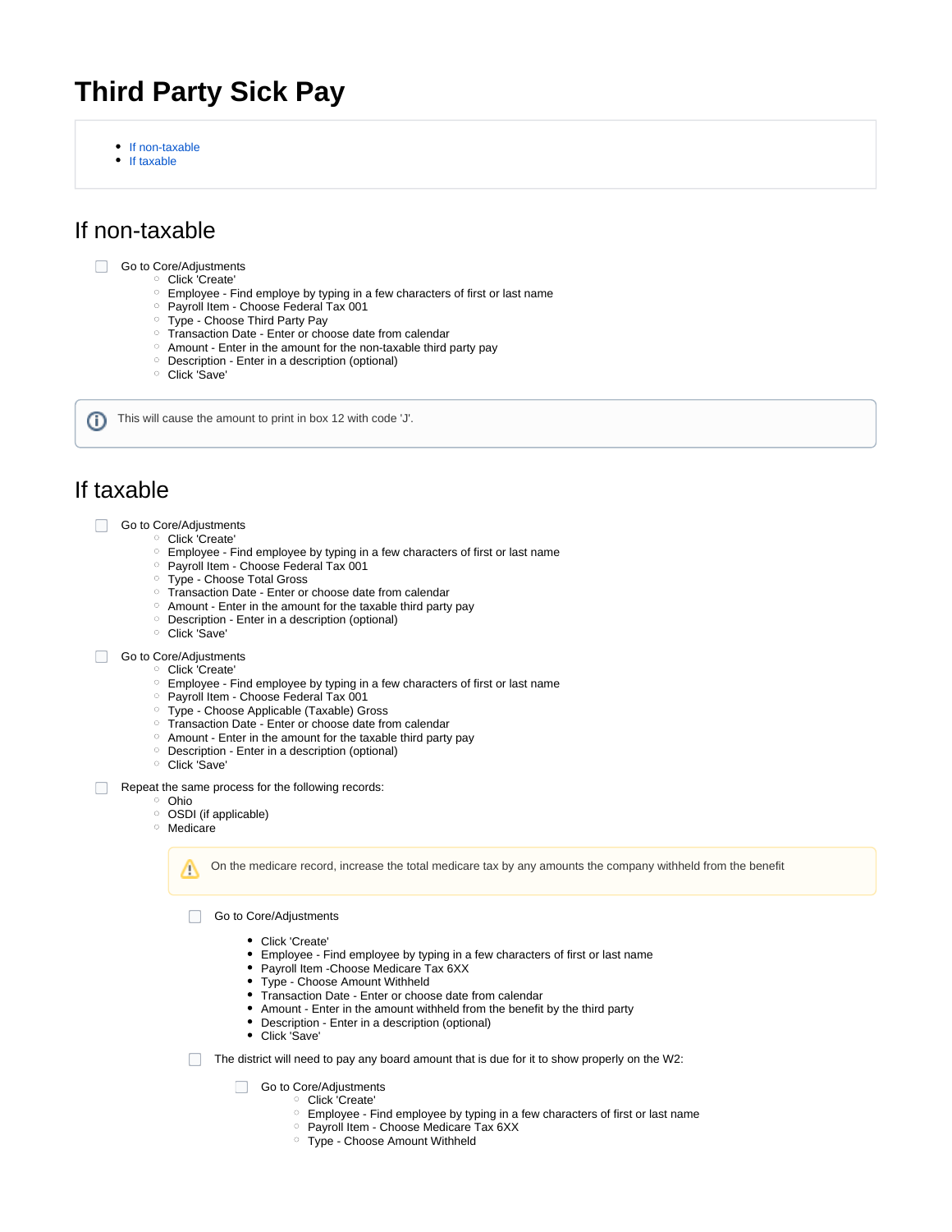# Third Party Sick Pay

- If non-taxable
- If taxable

## If non-taxable

- [ ] Go to Core/Adjustments
  - Click 'Create'
  - Employee - Find employe by typing in a few characters of first or last name
  - Payroll Item - Choose Federal Tax 001
  - Type - Choose Third Party Pay
  - Transaction Date - Enter or choose date from calendar
  - Amount - Enter in the amount for the non-taxable third party pay
  - Description - Enter in a description (optional)
  - Click 'Save'

> This will cause the amount to print in box 12 with code 'J'.

## If taxable

- [ ] Go to Core/Adjustments
  - Click 'Create'
  - Employee - Find employee by typing in a few characters of first or last name
  - Payroll Item - Choose Federal Tax 001
  - Type - Choose Total Gross
  - Transaction Date - Enter or choose date from calendar
  - Amount - Enter in the amount for the taxable third party pay
  - Description - Enter in a description (optional)
  - Click 'Save'
- [ ] Go to Core/Adjustments
  - Click 'Create'
  - Employee - Find employee by typing in a few characters of first or last name
  - Payroll Item - Choose Federal Tax 001
  - Type - Choose Applicable (Taxable) Gross
  - Transaction Date - Enter or choose date from calendar
  - Amount - Enter in the amount for the taxable third party pay
  - Description - Enter in a description (optional)
  - Click 'Save'
- [ ] Repeat the same process for the following records:
  - Ohio
  - OSDI (if applicable)
  - Medicare

  > On the medicare record, increase the total medicare tax by any amounts the company withheld from the benefit

  - [ ] Go to Core/Adjustments
    - Click 'Create'
    - Employee - Find employee by typing in a few characters of first or last name
    - Payroll Item -Choose Medicare Tax 6XX
    - Type - Choose Amount Withheld
    - Transaction Date - Enter or choose date from calendar
    - Amount - Enter in the amount withheld from the benefit by the third party
    - Description - Enter in a description (optional)
    - Click 'Save'
  - [ ] The district will need to pay any board amount that is due for it to show properly on the W2:
    - [ ] Go to Core/Adjustments
      - Click 'Create'
      - Employee - Find employee by typing in a few characters of first or last name
      - Payroll Item - Choose Medicare Tax 6XX
      - Type - Choose Amount Withheld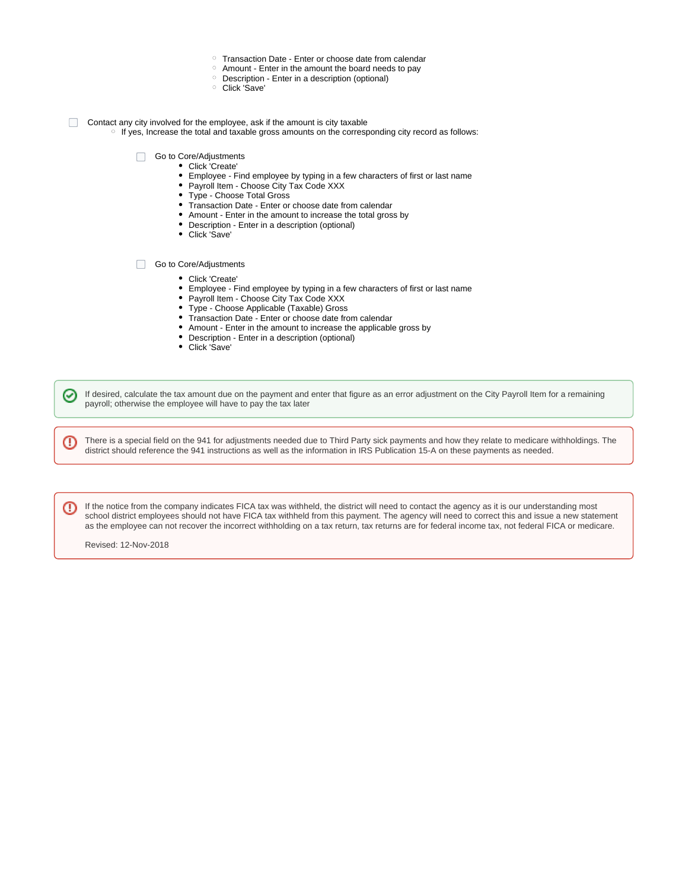- Transaction Date - Enter or choose date from calendar
- Amount - Enter in the amount the board needs to pay
- Description - Enter in a description (optional)
- Click 'Save'

- [ ] Contact any city involved for the employee, ask if the amount is city taxable
  - If yes, Increase the total and taxable gross amounts on the corresponding city record as follows:

    - [ ] Go to Core/Adjustments
      - Click 'Create'
      - Employee - Find employee by typing in a few characters of first or last name
      - Payroll Item - Choose City Tax Code XXX
      - Type - Choose Total Gross
      - Transaction Date - Enter or choose date from calendar
      - Amount - Enter in the amount to increase the total gross by
      - Description - Enter in a description (optional)
      - Click 'Save'

    - [ ] Go to Core/Adjustments
      - Click 'Create'
      - Employee - Find employee by typing in a few characters of first or last name
      - Payroll Item - Choose City Tax Code XXX
      - Type - Choose Applicable (Taxable) Gross
      - Transaction Date - Enter or choose date from calendar
      - Amount - Enter in the amount to increase the applicable gross by
      - Description - Enter in a description (optional)
      - Click 'Save'

> If desired, calculate the tax amount due on the payment and enter that figure as an error adjustment on the City Payroll Item for a remaining payroll; otherwise the employee will have to pay the tax later

> There is a special field on the 941 for adjustments needed due to Third Party sick payments and how they relate to medicare withholdings. The district should reference the 941 instructions as well as the information in IRS Publication 15-A on these payments as needed.

> If the notice from the company indicates FICA tax was withheld, the district will need to contact the agency as it is our understanding most school district employees should not have FICA tax withheld from this payment. The agency will need to correct this and issue a new statement as the employee can not recover the incorrect withholding on a tax return, tax returns are for federal income tax, not federal FICA or medicare.
>
> Revised: 12-Nov-2018